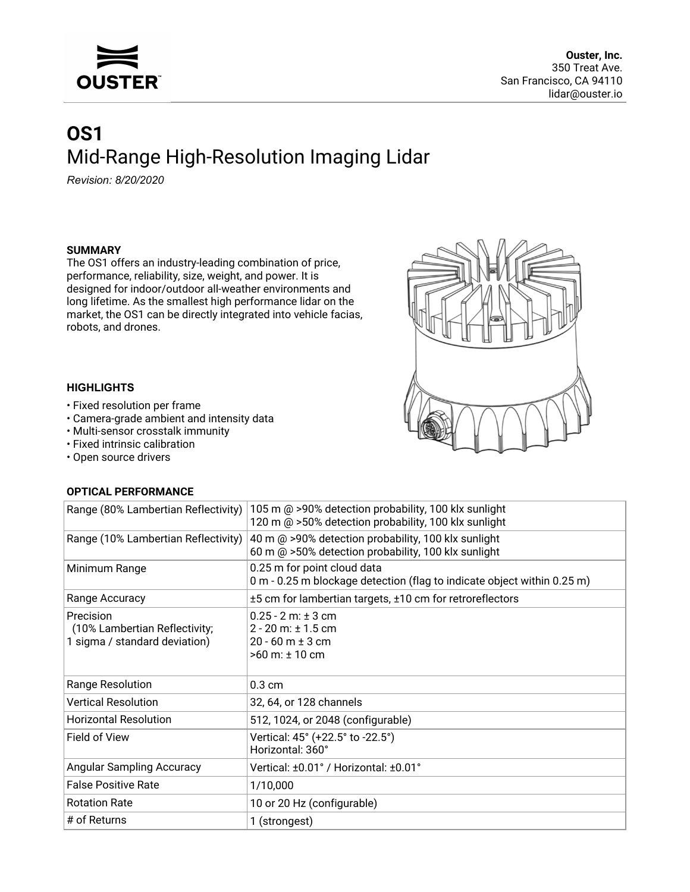**Ouster, Inc.**
350 Treat Ave.
San Francisco, CA 94110
lidar@ouster.io

# OS1

## Mid-Range High-Resolution Imaging Lidar

*Revision: 8/20/2020*

### SUMMARY

The OS1 offers an industry-leading combination of price, performance, reliability, size, weight, and power. It is designed for indoor/outdoor all-weather environments and long lifetime. As the smallest high performance lidar on the market, the OS1 can be directly integrated into vehicle facias, robots, and drones.

### HIGHLIGHTS

- Fixed resolution per frame
- Camera-grade ambient and intensity data
- Multi-sensor crosstalk immunity
- Fixed intrinsic calibration
- Open source drivers

### OPTICAL PERFORMANCE

| | |
|---|---|
| Range (80% Lambertian Reflectivity) | 105 m @ >90% detection probability, 100 klx sunlight<br>120 m @ >50% detection probability, 100 klx sunlight |
| Range (10% Lambertian Reflectivity) | 40 m @ >90% detection probability, 100 klx sunlight<br>60 m @ >50% detection probability, 100 klx sunlight |
| Minimum Range | 0.25 m for point cloud data<br>0 m - 0.25 m blockage detection (flag to indicate object within 0.25 m) |
| Range Accuracy | ±5 cm for lambertian targets, ±10 cm for retroreflectors |
| Precision<br>(10% Lambertian Reflectivity; 1 sigma / standard deviation) | 0.25 - 2 m: ± 3 cm<br>2 - 20 m: ± 1.5 cm<br>20 - 60 m ± 3 cm<br>>60 m: ± 10 cm |
| Range Resolution | 0.3 cm |
| Vertical Resolution | 32, 64, or 128 channels |
| Horizontal Resolution | 512, 1024, or 2048 (configurable) |
| Field of View | Vertical: 45° (+22.5° to -22.5°)<br>Horizontal: 360° |
| Angular Sampling Accuracy | Vertical: ±0.01° / Horizontal: ±0.01° |
| False Positive Rate | 1/10,000 |
| Rotation Rate | 10 or 20 Hz (configurable) |
| # of Returns | 1 (strongest) |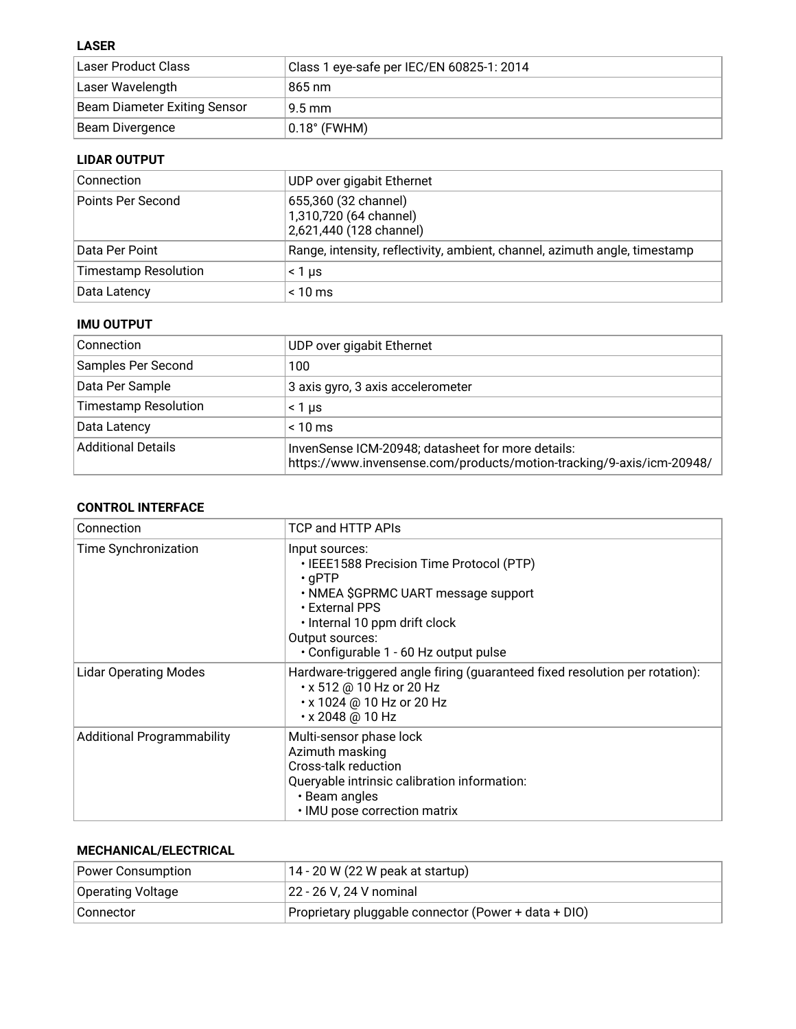**LASER**

| Laser Product Class | Class 1 eye-safe per IEC/EN 60825-1: 2014 |
|---|---|
| Laser Wavelength | 865 nm |
| Beam Diameter Exiting Sensor | 9.5 mm |
| Beam Divergence | 0.18° (FWHM) |

**LIDAR OUTPUT**

| Connection | UDP over gigabit Ethernet |
|---|---|
| Points Per Second | 655,360 (32 channel)<br>1,310,720 (64 channel)<br>2,621,440 (128 channel) |
| Data Per Point | Range, intensity, reflectivity, ambient, channel, azimuth angle, timestamp |
| Timestamp Resolution | < 1 μs |
| Data Latency | < 10 ms |

**IMU OUTPUT**

| Connection | UDP over gigabit Ethernet |
|---|---|
| Samples Per Second | 100 |
| Data Per Sample | 3 axis gyro, 3 axis accelerometer |
| Timestamp Resolution | < 1 μs |
| Data Latency | < 10 ms |
| Additional Details | InvenSense ICM-20948; datasheet for more details:<br>https://www.invensense.com/products/motion-tracking/9-axis/icm-20948/ |

**CONTROL INTERFACE**

| Connection | TCP and HTTP APIs |
|---|---|
| Time Synchronization | Input sources:<br>• IEEE1588 Precision Time Protocol (PTP)<br>• gPTP<br>• NMEA $GPRMC UART message support<br>• External PPS<br>• Internal 10 ppm drift clock<br>Output sources:<br>• Configurable 1 - 60 Hz output pulse |
| Lidar Operating Modes | Hardware-triggered angle firing (guaranteed fixed resolution per rotation):<br>• x 512 @ 10 Hz or 20 Hz<br>• x 1024 @ 10 Hz or 20 Hz<br>• x 2048 @ 10 Hz |
| Additional Programmability | Multi-sensor phase lock<br>Azimuth masking<br>Cross-talk reduction<br>Queryable intrinsic calibration information:<br>• Beam angles<br>• IMU pose correction matrix |

**MECHANICAL/ELECTRICAL**

| Power Consumption | 14 - 20 W (22 W peak at startup) |
|---|---|
| Operating Voltage | 22 - 26 V, 24 V nominal |
| Connector | Proprietary pluggable connector (Power + data + DIO) |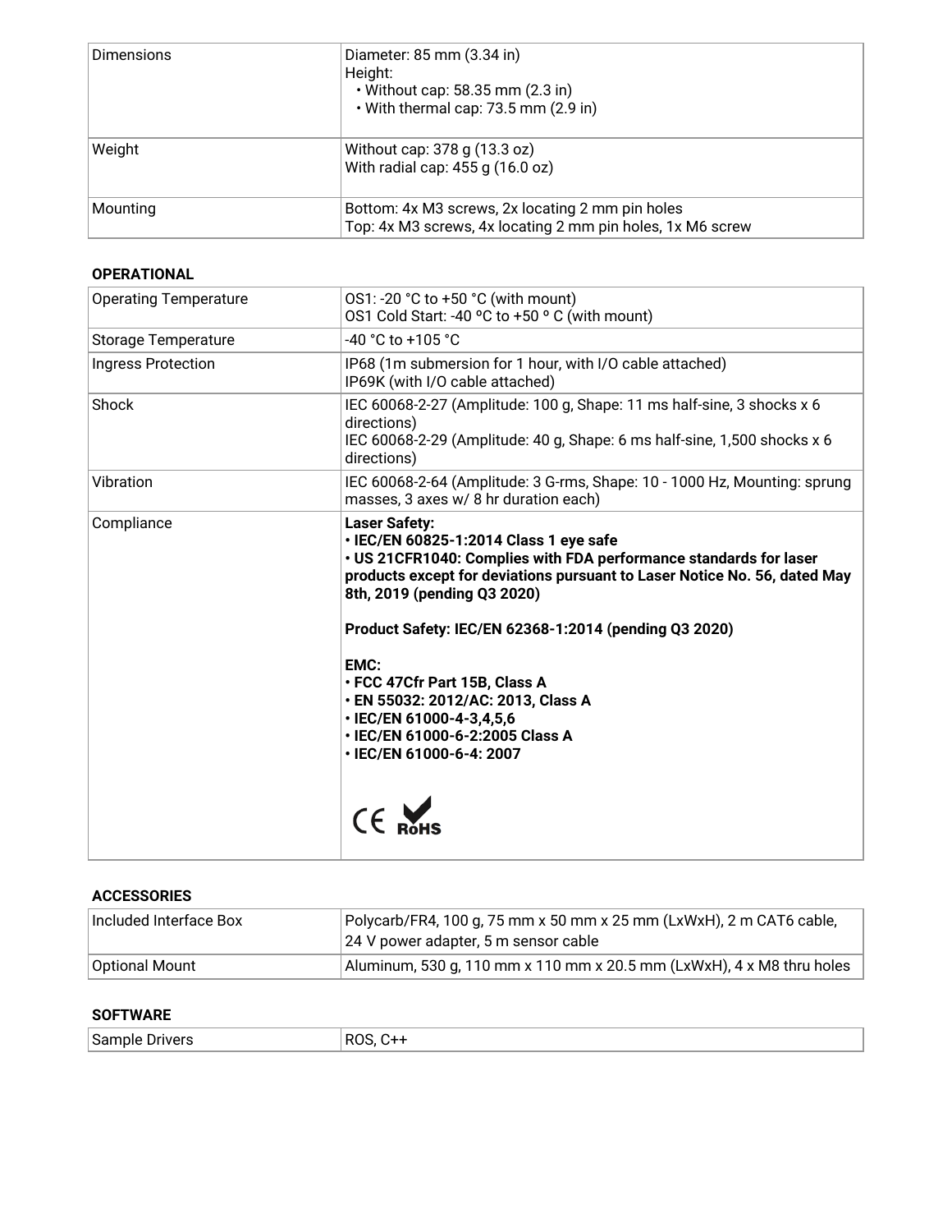| Dimensions | Diameter: 85 mm (3.34 in)<br>Height:<br>• Without cap: 58.35 mm (2.3 in)<br>• With thermal cap: 73.5 mm (2.9 in) |
|---|---|
| Weight | Without cap: 378 g (13.3 oz)<br>With radial cap: 455 g (16.0 oz) |
| Mounting | Bottom: 4x M3 screws, 2x locating 2 mm pin holes<br>Top: 4x M3 screws, 4x locating 2 mm pin holes, 1x M6 screw |

**OPERATIONAL**

| Operating Temperature | OS1: -20 °C to +50 °C (with mount)<br>OS1 Cold Start: -40 ºC to +50 º C (with mount) |
|---|---|
| Storage Temperature | -40 °C to +105 °C |
| Ingress Protection | IP68 (1m submersion for 1 hour, with I/O cable attached)<br>IP69K (with I/O cable attached) |
| Shock | IEC 60068-2-27 (Amplitude: 100 g, Shape: 11 ms half-sine, 3 shocks x 6 directions)<br>IEC 60068-2-29 (Amplitude: 40 g, Shape: 6 ms half-sine, 1,500 shocks x 6 directions) |
| Vibration | IEC 60068-2-64 (Amplitude: 3 G-rms, Shape: 10 - 1000 Hz, Mounting: sprung masses, 3 axes w/ 8 hr duration each) |
| Compliance | **Laser Safety:**<br>**• IEC/EN 60825-1:2014 Class 1 eye safe**<br>**• US 21CFR1040: Complies with FDA performance standards for laser products except for deviations pursuant to Laser Notice No. 56, dated May 8th, 2019 (pending Q3 2020)**<br><br>**Product Safety: IEC/EN 62368-1:2014 (pending Q3 2020)**<br><br>**EMC:**<br>**• FCC 47Cfr Part 15B, Class A**<br>**• EN 55032: 2012/AC: 2013, Class A**<br>**• IEC/EN 61000-4-3,4,5,6**<br>**• IEC/EN 61000-6-2:2005 Class A**<br>**• IEC/EN 61000-6-4: 2007**<br><br>CE RoHS |

**ACCESSORIES**

| Included Interface Box | Polycarb/FR4, 100 g, 75 mm x 50 mm x 25 mm (LxWxH), 2 m CAT6 cable, 24 V power adapter, 5 m sensor cable |
|---|---|
| Optional Mount | Aluminum, 530 g, 110 mm x 110 mm x 20.5 mm (LxWxH), 4 x M8 thru holes |

**SOFTWARE**

| Sample Drivers | ROS, C++ |
|---|---|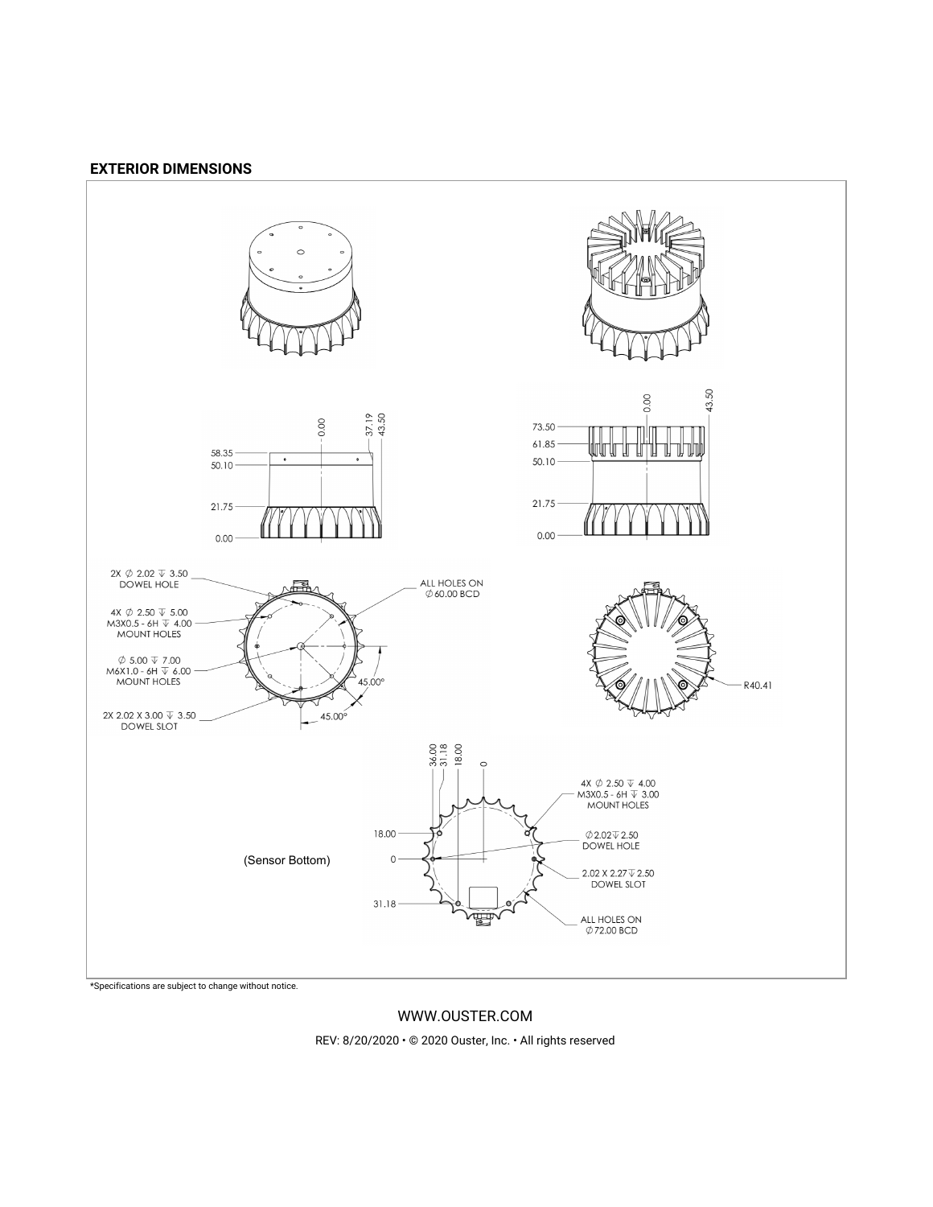## EXTERIOR DIMENSIONS

0.00
37.19
43.50
58.35
50.10
21.75
0.00

0.00
43.50
73.50
61.85
50.10
21.75
0.00

2X ∅ 2.02 ↧ 3.50
DOWEL HOLE

4X ∅ 2.50 ↧ 5.00
M3X0.5 - 6H ↧ 4.00
MOUNT HOLES

∅ 5.00 ↧ 7.00
M6X1.0 - 6H ↧ 6.00
MOUNT HOLES

2X 2.02 X 3.00 ↧ 3.50
DOWEL SLOT

ALL HOLES ON
∅ 60.00 BCD

45.00°
45.00°

R40.41

36.00
31.18
18.00
0
18.00
0
31.18

4X ∅ 2.50 ↧ 4.00
M3X0.5 - 6H ↧ 3.00
MOUNT HOLES

∅2.02↧2.50
DOWEL HOLE

2.02 X 2.27↧2.50
DOWEL SLOT

ALL HOLES ON
∅72.00 BCD

(Sensor Bottom)

*Specifications are subject to change without notice.

WWW.OUSTER.COM

REV: 8/20/2020 • © 2020 Ouster, Inc. • All rights reserved